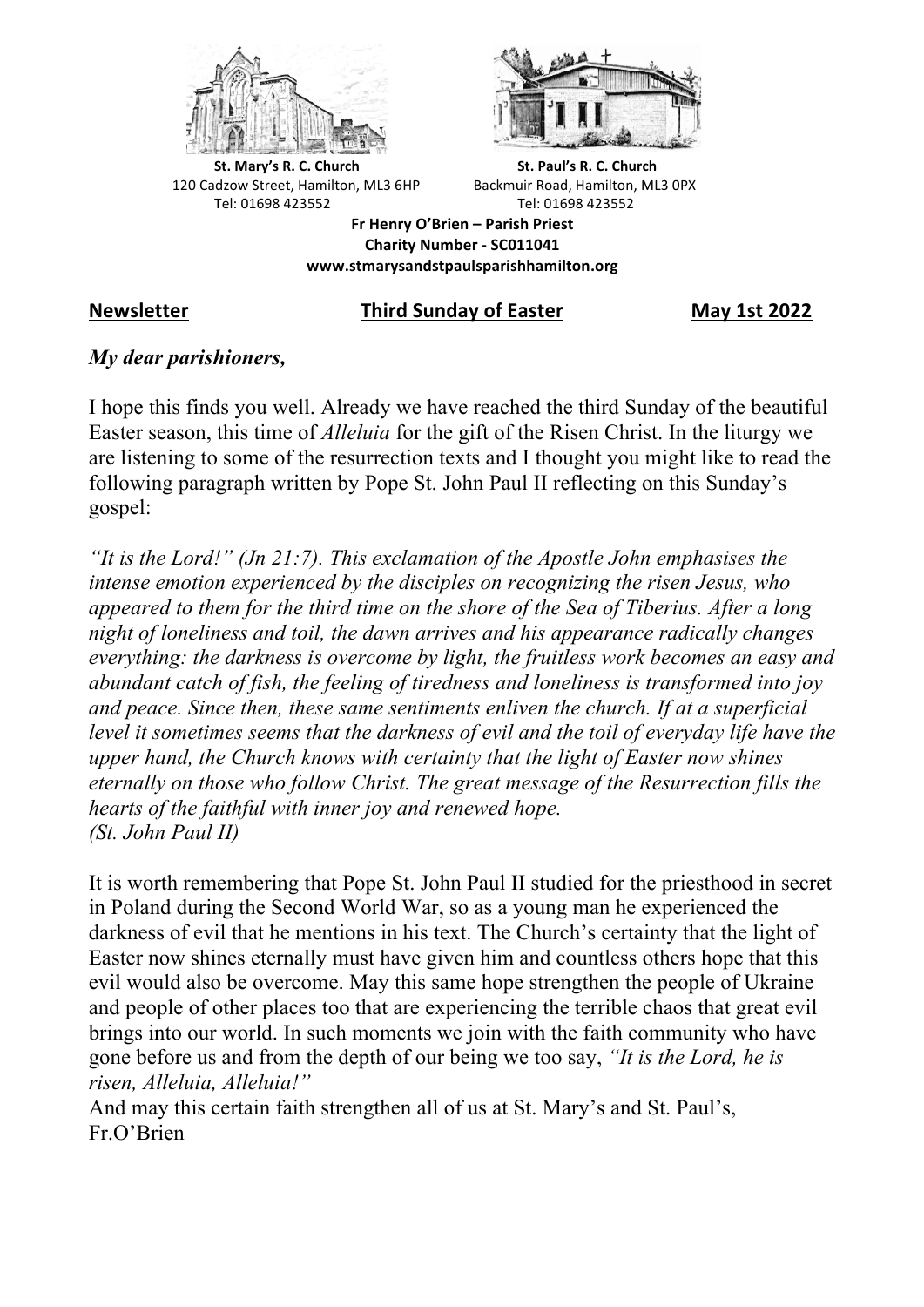**St. Mary's R. C. Church**
120 Cadzow Street, Hamilton, ML3 6HP
Tel: 01698 423552

**St. Paul's R. C. Church**
Backmuir Road, Hamilton, ML3 0PX
Tel: 01698 423552

**Fr Henry O'Brien – Parish Priest**
**Charity Number - SC011041**
**www.stmarysandstpaulsparishhamilton.org**

**Newsletter** **Third Sunday of Easter** **May 1st 2022**

***My dear parishioners,***

I hope this finds you well. Already we have reached the third Sunday of the beautiful Easter season, this time of *Alleluia* for the gift of the Risen Christ. In the liturgy we are listening to some of the resurrection texts and I thought you might like to read the following paragraph written by Pope St. John Paul II reflecting on this Sunday's gospel:

*"It is the Lord!" (Jn 21:7). This exclamation of the Apostle John emphasises the intense emotion experienced by the disciples on recognizing the risen Jesus, who appeared to them for the third time on the shore of the Sea of Tiberius. After a long night of loneliness and toil, the dawn arrives and his appearance radically changes everything: the darkness is overcome by light, the fruitless work becomes an easy and abundant catch of fish, the feeling of tiredness and loneliness is transformed into joy and peace. Since then, these same sentiments enliven the church. If at a superficial level it sometimes seems that the darkness of evil and the toil of everyday life have the upper hand, the Church knows with certainty that the light of Easter now shines eternally on those who follow Christ. The great message of the Resurrection fills the hearts of the faithful with inner joy and renewed hope.*
*(St. John Paul II)*

It is worth remembering that Pope St. John Paul II studied for the priesthood in secret in Poland during the Second World War, so as a young man he experienced the darkness of evil that he mentions in his text. The Church's certainty that the light of Easter now shines eternally must have given him and countless others hope that this evil would also be overcome. May this same hope strengthen the people of Ukraine and people of other places too that are experiencing the terrible chaos that great evil brings into our world. In such moments we join with the faith community who have gone before us and from the depth of our being we too say, *"It is the Lord, he is risen, Alleluia, Alleluia!"*

And may this certain faith strengthen all of us at St. Mary's and St. Paul's,
Fr.O'Brien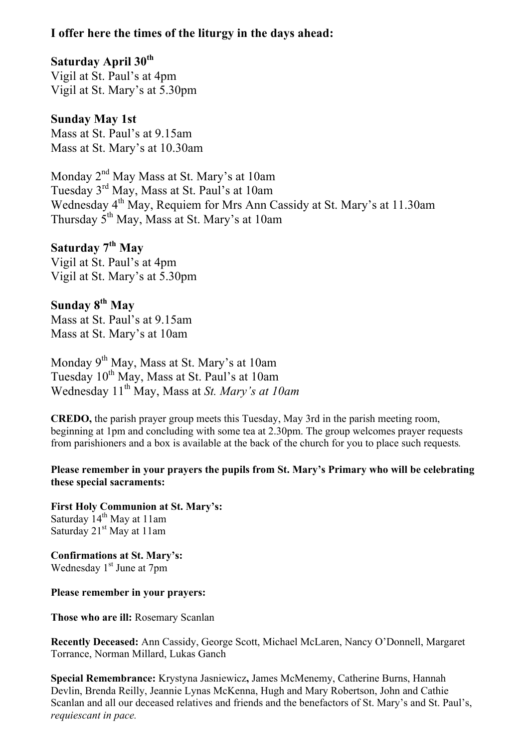**I offer here the times of the liturgy in the days ahead:**

**Saturday April 30th**
Vigil at St. Paul's at 4pm
Vigil at St. Mary's at 5.30pm

**Sunday May 1st**
Mass at St. Paul's at 9.15am
Mass at St. Mary's at 10.30am

Monday 2nd May Mass at St. Mary's at 10am
Tuesday 3rd May, Mass at St. Paul's at 10am
Wednesday 4th May, Requiem for Mrs Ann Cassidy at St. Mary's at 11.30am
Thursday 5th May, Mass at St. Mary's at 10am

**Saturday 7th May**
Vigil at St. Paul's at 4pm
Vigil at St. Mary's at 5.30pm

**Sunday 8th May**
Mass at St. Paul's at 9.15am
Mass at St. Mary's at 10am

Monday 9th May, Mass at St. Mary's at 10am
Tuesday 10th May, Mass at St. Paul's at 10am
Wednesday 11th May, Mass at *St. Mary's at 10am*

**CREDO,** the parish prayer group meets this Tuesday, May 3rd in the parish meeting room, beginning at 1pm and concluding with some tea at 2.30pm. The group welcomes prayer requests from parishioners and a box is available at the back of the church for you to place such requests.

**Please remember in your prayers the pupils from St. Mary's Primary who will be celebrating these special sacraments:**

**First Holy Communion at St. Mary's:**
Saturday 14th May at 11am
Saturday 21st May at 11am

**Confirmations at St. Mary's:**
Wednesday 1st June at 7pm

**Please remember in your prayers:**

**Those who are ill:** Rosemary Scanlan

**Recently Deceased:** Ann Cassidy, George Scott, Michael McLaren, Nancy O'Donnell, Margaret Torrance, Norman Millard, Lukas Ganch

**Special Remembrance:** Krystyna Jasniewicz**,** James McMenemy, Catherine Burns, Hannah Devlin, Brenda Reilly, Jeannie Lynas McKenna, Hugh and Mary Robertson, John and Cathie Scanlan and all our deceased relatives and friends and the benefactors of St. Mary's and St. Paul's, *requiescant in pace.*